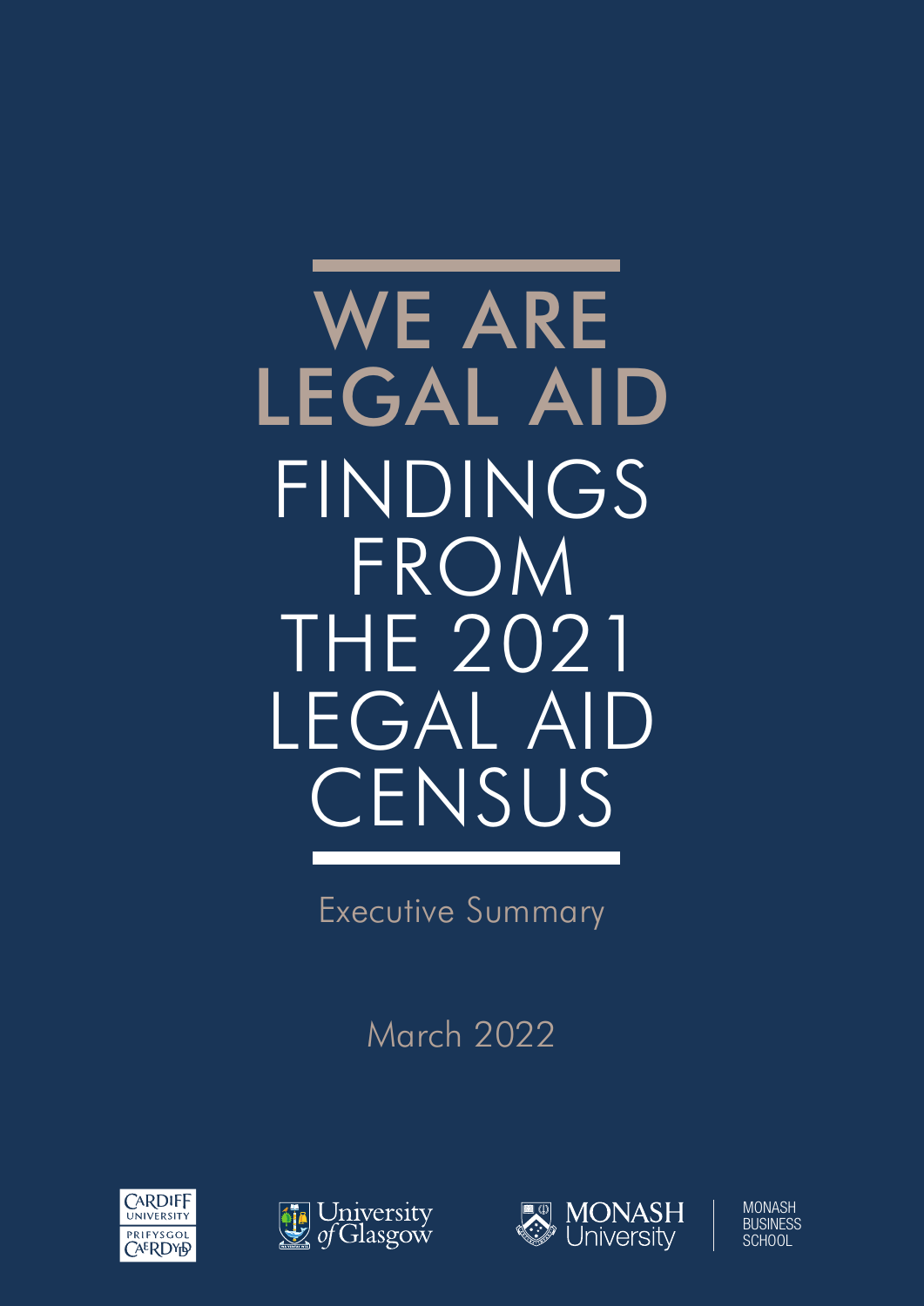# WE ARE LEGAL AID

# FINDINGS FROM THE 2021 LEGAL AID CENSUS

Executive Summary

March 2022

Cardiff University / Prifysgol Caerdydd

University of Glasgow

Monash University

Monash Business School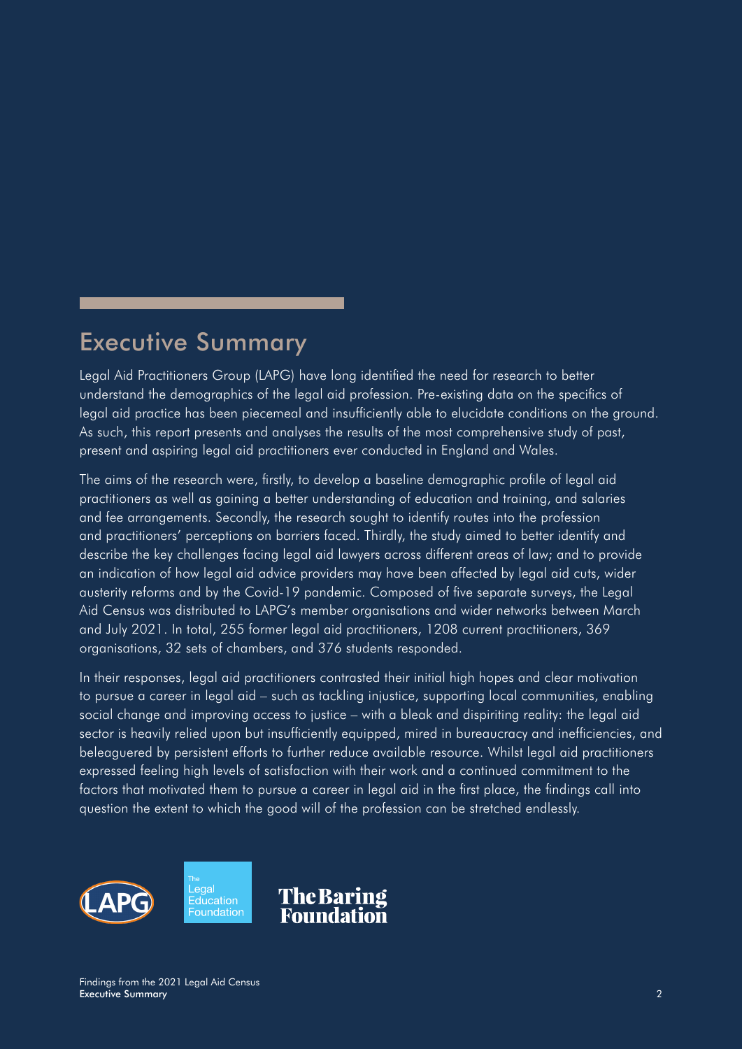## Executive Summary

Legal Aid Practitioners Group (LAPG) have long identified the need for research to better understand the demographics of the legal aid profession. Pre-existing data on the specifics of legal aid practice has been piecemeal and insufficiently able to elucidate conditions on the ground. As such, this report presents and analyses the results of the most comprehensive study of past, present and aspiring legal aid practitioners ever conducted in England and Wales.

The aims of the research were, firstly, to develop a baseline demographic profile of legal aid practitioners as well as gaining a better understanding of education and training, and salaries and fee arrangements. Secondly, the research sought to identify routes into the profession and practitioners' perceptions on barriers faced. Thirdly, the study aimed to better identify and describe the key challenges facing legal aid lawyers across different areas of law; and to provide an indication of how legal aid advice providers may have been affected by legal aid cuts, wider austerity reforms and by the Covid-19 pandemic. Composed of five separate surveys, the Legal Aid Census was distributed to LAPG's member organisations and wider networks between March and July 2021. In total, 255 former legal aid practitioners, 1208 current practitioners, 369 organisations, 32 sets of chambers, and 376 students responded.

In their responses, legal aid practitioners contrasted their initial high hopes and clear motivation to pursue a career in legal aid – such as tackling injustice, supporting local communities, enabling social change and improving access to justice – with a bleak and dispiriting reality: the legal aid sector is heavily relied upon but insufficiently equipped, mired in bureaucracy and inefficiencies, and beleaguered by persistent efforts to further reduce available resource. Whilst legal aid practitioners expressed feeling high levels of satisfaction with their work and a continued commitment to the factors that motivated them to pursue a career in legal aid in the first place, the findings call into question the extent to which the good will of the profession can be stretched endlessly.

LAPG

The Legal Education Foundation

The Baring Foundation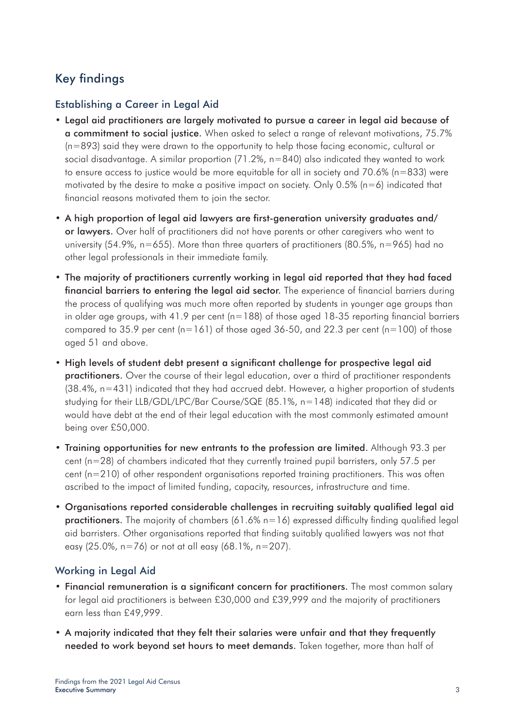## Key findings

### Establishing a Career in Legal Aid

- **Legal aid practitioners are largely motivated to pursue a career in legal aid because of a commitment to social justice.** When asked to select a range of relevant motivations, 75.7% (n=893) said they were drawn to the opportunity to help those facing economic, cultural or social disadvantage. A similar proportion (71.2%, n=840) also indicated they wanted to work to ensure access to justice would be more equitable for all in society and 70.6% (n=833) were motivated by the desire to make a positive impact on society. Only 0.5% (n=6) indicated that financial reasons motivated them to join the sector.
- **A high proportion of legal aid lawyers are first-generation university graduates and/or lawyers.** Over half of practitioners did not have parents or other caregivers who went to university (54.9%, n=655). More than three quarters of practitioners (80.5%, n=965) had no other legal professionals in their immediate family.
- **The majority of practitioners currently working in legal aid reported that they had faced financial barriers to entering the legal aid sector.** The experience of financial barriers during the process of qualifying was much more often reported by students in younger age groups than in older age groups, with 41.9 per cent (n=188) of those aged 18-35 reporting financial barriers compared to 35.9 per cent (n=161) of those aged 36-50, and 22.3 per cent (n=100) of those aged 51 and above.
- **High levels of student debt present a significant challenge for prospective legal aid practitioners.** Over the course of their legal education, over a third of practitioner respondents (38.4%, n=431) indicated that they had accrued debt. However, a higher proportion of students studying for their LLB/GDL/LPC/Bar Course/SQE (85.1%, n=148) indicated that they did or would have debt at the end of their legal education with the most commonly estimated amount being over £50,000.
- **Training opportunities for new entrants to the profession are limited.** Although 93.3 per cent (n=28) of chambers indicated that they currently trained pupil barristers, only 57.5 per cent (n=210) of other respondent organisations reported training practitioners. This was often ascribed to the impact of limited funding, capacity, resources, infrastructure and time.
- **Organisations reported considerable challenges in recruiting suitably qualified legal aid practitioners.** The majority of chambers (61.6% n=16) expressed difficulty finding qualified legal aid barristers. Other organisations reported that finding suitably qualified lawyers was not that easy (25.0%, n=76) or not at all easy (68.1%, n=207).

### Working in Legal Aid

- **Financial remuneration is a significant concern for practitioners.** The most common salary for legal aid practitioners is between £30,000 and £39,999 and the majority of practitioners earn less than £49,999.
- **A majority indicated that they felt their salaries were unfair and that they frequently needed to work beyond set hours to meet demands.** Taken together, more than half of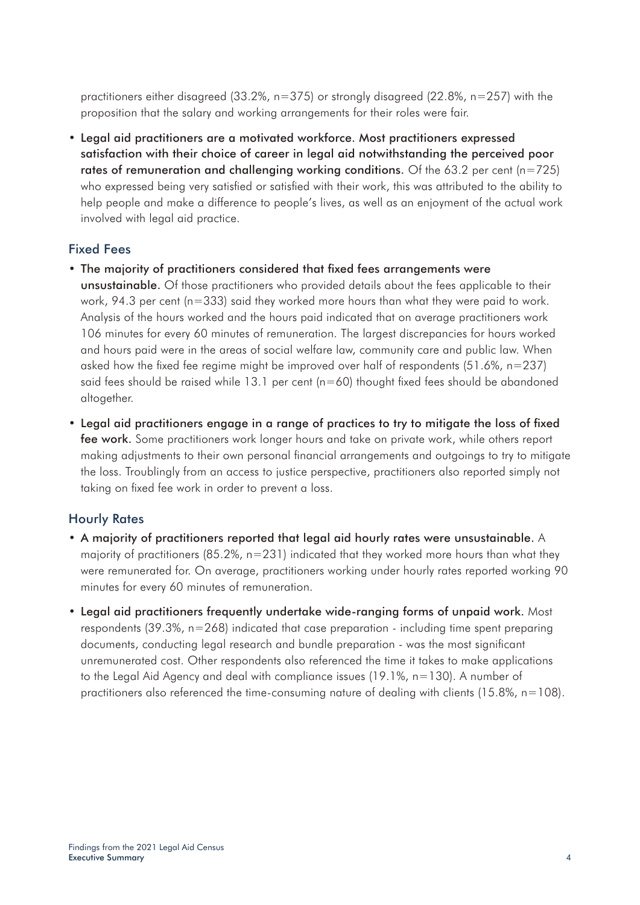practitioners either disagreed (33.2%, n=375) or strongly disagreed (22.8%, n=257) with the proposition that the salary and working arrangements for their roles were fair.

- **Legal aid practitioners are a motivated workforce. Most practitioners expressed satisfaction with their choice of career in legal aid notwithstanding the perceived poor rates of remuneration and challenging working conditions.** Of the 63.2 per cent (n=725) who expressed being very satisfied or satisfied with their work, this was attributed to the ability to help people and make a difference to people's lives, as well as an enjoyment of the actual work involved with legal aid practice.

## Fixed Fees

- **The majority of practitioners considered that fixed fees arrangements were unsustainable.** Of those practitioners who provided details about the fees applicable to their work, 94.3 per cent (n=333) said they worked more hours than what they were paid to work. Analysis of the hours worked and the hours paid indicated that on average practitioners work 106 minutes for every 60 minutes of remuneration. The largest discrepancies for hours worked and hours paid were in the areas of social welfare law, community care and public law. When asked how the fixed fee regime might be improved over half of respondents (51.6%, n=237) said fees should be raised while 13.1 per cent (n=60) thought fixed fees should be abandoned altogether.
- **Legal aid practitioners engage in a range of practices to try to mitigate the loss of fixed fee work.** Some practitioners work longer hours and take on private work, while others report making adjustments to their own personal financial arrangements and outgoings to try to mitigate the loss. Troublingly from an access to justice perspective, practitioners also reported simply not taking on fixed fee work in order to prevent a loss.

## Hourly Rates

- **A majority of practitioners reported that legal aid hourly rates were unsustainable.** A majority of practitioners (85.2%, n=231) indicated that they worked more hours than what they were remunerated for. On average, practitioners working under hourly rates reported working 90 minutes for every 60 minutes of remuneration.
- **Legal aid practitioners frequently undertake wide-ranging forms of unpaid work.** Most respondents (39.3%, n=268) indicated that case preparation - including time spent preparing documents, conducting legal research and bundle preparation - was the most significant unremunerated cost. Other respondents also referenced the time it takes to make applications to the Legal Aid Agency and deal with compliance issues (19.1%, n=130). A number of practitioners also referenced the time-consuming nature of dealing with clients (15.8%, n=108).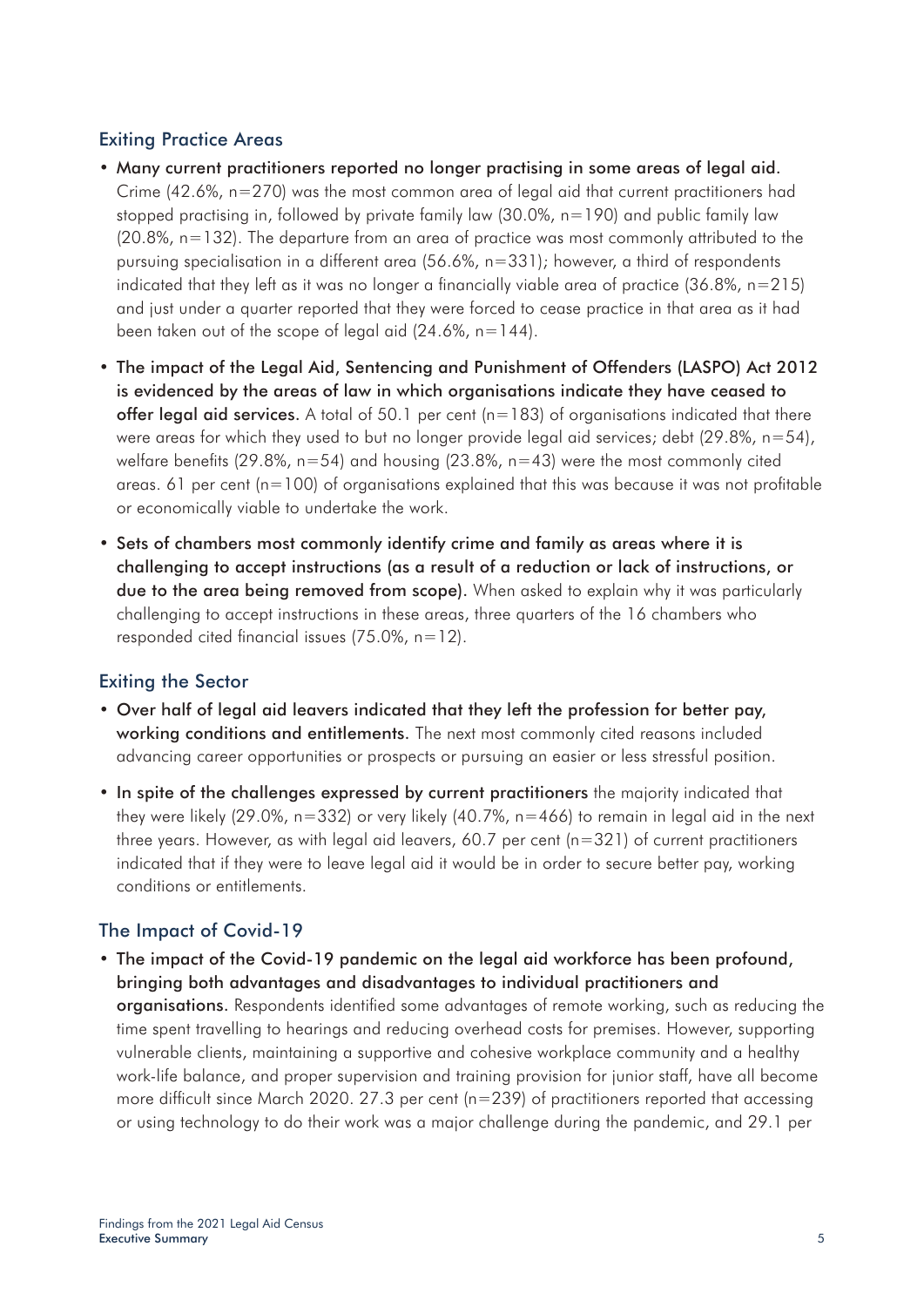## Exiting Practice Areas

- **Many current practitioners reported no longer practising in some areas of legal aid.** Crime (42.6%, n=270) was the most common area of legal aid that current practitioners had stopped practising in, followed by private family law (30.0%, n=190) and public family law (20.8%, n=132). The departure from an area of practice was most commonly attributed to the pursuing specialisation in a different area (56.6%, n=331); however, a third of respondents indicated that they left as it was no longer a financially viable area of practice (36.8%, n=215) and just under a quarter reported that they were forced to cease practice in that area as it had been taken out of the scope of legal aid (24.6%, n=144).
- **The impact of the Legal Aid, Sentencing and Punishment of Offenders (LASPO) Act 2012 is evidenced by the areas of law in which organisations indicate they have ceased to offer legal aid services.** A total of 50.1 per cent (n=183) of organisations indicated that there were areas for which they used to but no longer provide legal aid services; debt (29.8%, n=54), welfare benefits (29.8%, n=54) and housing (23.8%, n=43) were the most commonly cited areas. 61 per cent (n=100) of organisations explained that this was because it was not profitable or economically viable to undertake the work.
- **Sets of chambers most commonly identify crime and family as areas where it is challenging to accept instructions (as a result of a reduction or lack of instructions, or due to the area being removed from scope).** When asked to explain why it was particularly challenging to accept instructions in these areas, three quarters of the 16 chambers who responded cited financial issues (75.0%, n=12).

## Exiting the Sector

- **Over half of legal aid leavers indicated that they left the profession for better pay, working conditions and entitlements.** The next most commonly cited reasons included advancing career opportunities or prospects or pursuing an easier or less stressful position.
- **In spite of the challenges expressed by current practitioners** the majority indicated that they were likely (29.0%, n=332) or very likely (40.7%, n=466) to remain in legal aid in the next three years. However, as with legal aid leavers, 60.7 per cent (n=321) of current practitioners indicated that if they were to leave legal aid it would be in order to secure better pay, working conditions or entitlements.

## The Impact of Covid-19

- **The impact of the Covid-19 pandemic on the legal aid workforce has been profound, bringing both advantages and disadvantages to individual practitioners and organisations.** Respondents identified some advantages of remote working, such as reducing the time spent travelling to hearings and reducing overhead costs for premises. However, supporting vulnerable clients, maintaining a supportive and cohesive workplace community and a healthy work-life balance, and proper supervision and training provision for junior staff, have all become more difficult since March 2020. 27.3 per cent (n=239) of practitioners reported that accessing or using technology to do their work was a major challenge during the pandemic, and 29.1 per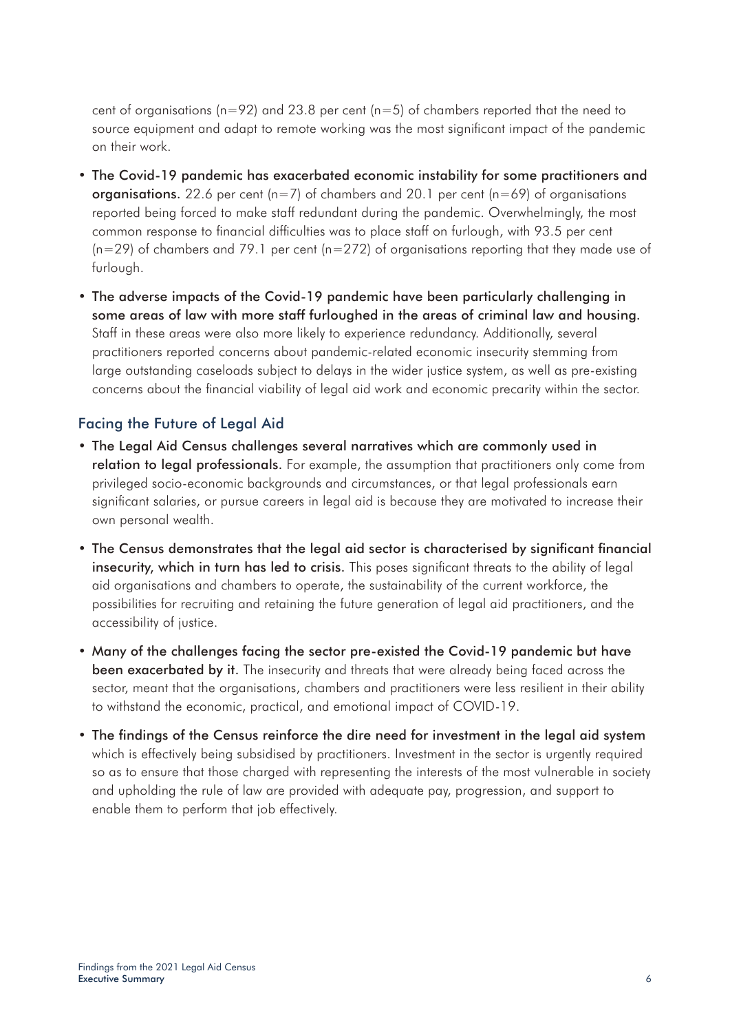cent of organisations (n=92) and 23.8 per cent (n=5) of chambers reported that the need to source equipment and adapt to remote working was the most significant impact of the pandemic on their work.

- **The Covid-19 pandemic has exacerbated economic instability for some practitioners and organisations.** 22.6 per cent (n=7) of chambers and 20.1 per cent (n=69) of organisations reported being forced to make staff redundant during the pandemic. Overwhelmingly, the most common response to financial difficulties was to place staff on furlough, with 93.5 per cent (n=29) of chambers and 79.1 per cent (n=272) of organisations reporting that they made use of furlough.
- **The adverse impacts of the Covid-19 pandemic have been particularly challenging in some areas of law with more staff furloughed in the areas of criminal law and housing.** Staff in these areas were also more likely to experience redundancy. Additionally, several practitioners reported concerns about pandemic-related economic insecurity stemming from large outstanding caseloads subject to delays in the wider justice system, as well as pre-existing concerns about the financial viability of legal aid work and economic precarity within the sector.

## Facing the Future of Legal Aid

- **The Legal Aid Census challenges several narratives which are commonly used in relation to legal professionals.** For example, the assumption that practitioners only come from privileged socio-economic backgrounds and circumstances, or that legal professionals earn significant salaries, or pursue careers in legal aid is because they are motivated to increase their own personal wealth.
- **The Census demonstrates that the legal aid sector is characterised by significant financial insecurity, which in turn has led to crisis.** This poses significant threats to the ability of legal aid organisations and chambers to operate, the sustainability of the current workforce, the possibilities for recruiting and retaining the future generation of legal aid practitioners, and the accessibility of justice.
- **Many of the challenges facing the sector pre-existed the Covid-19 pandemic but have been exacerbated by it.** The insecurity and threats that were already being faced across the sector, meant that the organisations, chambers and practitioners were less resilient in their ability to withstand the economic, practical, and emotional impact of COVID-19.
- **The findings of the Census reinforce the dire need for investment in the legal aid system** which is effectively being subsidised by practitioners. Investment in the sector is urgently required so as to ensure that those charged with representing the interests of the most vulnerable in society and upholding the rule of law are provided with adequate pay, progression, and support to enable them to perform that job effectively.